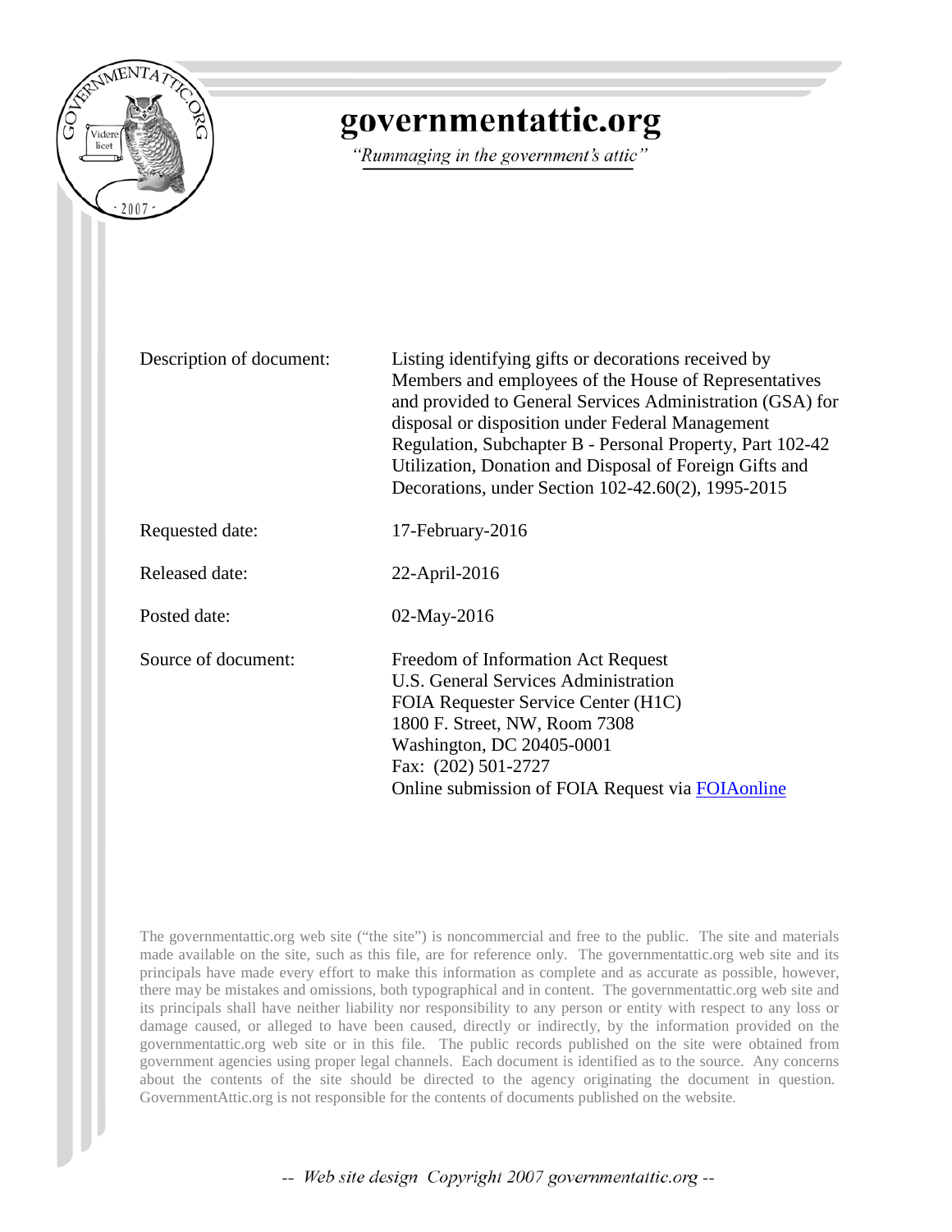# governmentattic.org

*"Rummaging in the government's attic"*

| | |
|---|---|
| Description of document: | Listing identifying gifts or decorations received by Members and employees of the House of Representatives and provided to General Services Administration (GSA) for disposal or disposition under Federal Management Regulation, Subchapter B - Personal Property, Part 102-42 Utilization, Donation and Disposal of Foreign Gifts and Decorations, under Section 102-42.60(2), 1995-2015 |
| Requested date: | 17-February-2016 |
| Released date: | 22-April-2016 |
| Posted date: | 02-May-2016 |
| Source of document: | Freedom of Information Act Request<br>U.S. General Services Administration<br>FOIA Requester Service Center (H1C)<br>1800 F. Street, NW, Room 7308<br>Washington, DC 20405-0001<br>Fax: (202) 501-2727<br>Online submission of FOIA Request via FOIAonline |

The governmentattic.org web site ("the site") is noncommercial and free to the public. The site and materials made available on the site, such as this file, are for reference only. The governmentattic.org web site and its principals have made every effort to make this information as complete and as accurate as possible, however, there may be mistakes and omissions, both typographical and in content. The governmentattic.org web site and its principals shall have neither liability nor responsibility to any person or entity with respect to any loss or damage caused, or alleged to have been caused, directly or indirectly, by the information provided on the governmentattic.org web site or in this file. The public records published on the site were obtained from government agencies using proper legal channels. Each document is identified as to the source. Any concerns about the contents of the site should be directed to the agency originating the document in question. GovernmentAttic.org is not responsible for the contents of documents published on the website.

-- Web site design Copyright 2007 governmentattic.org --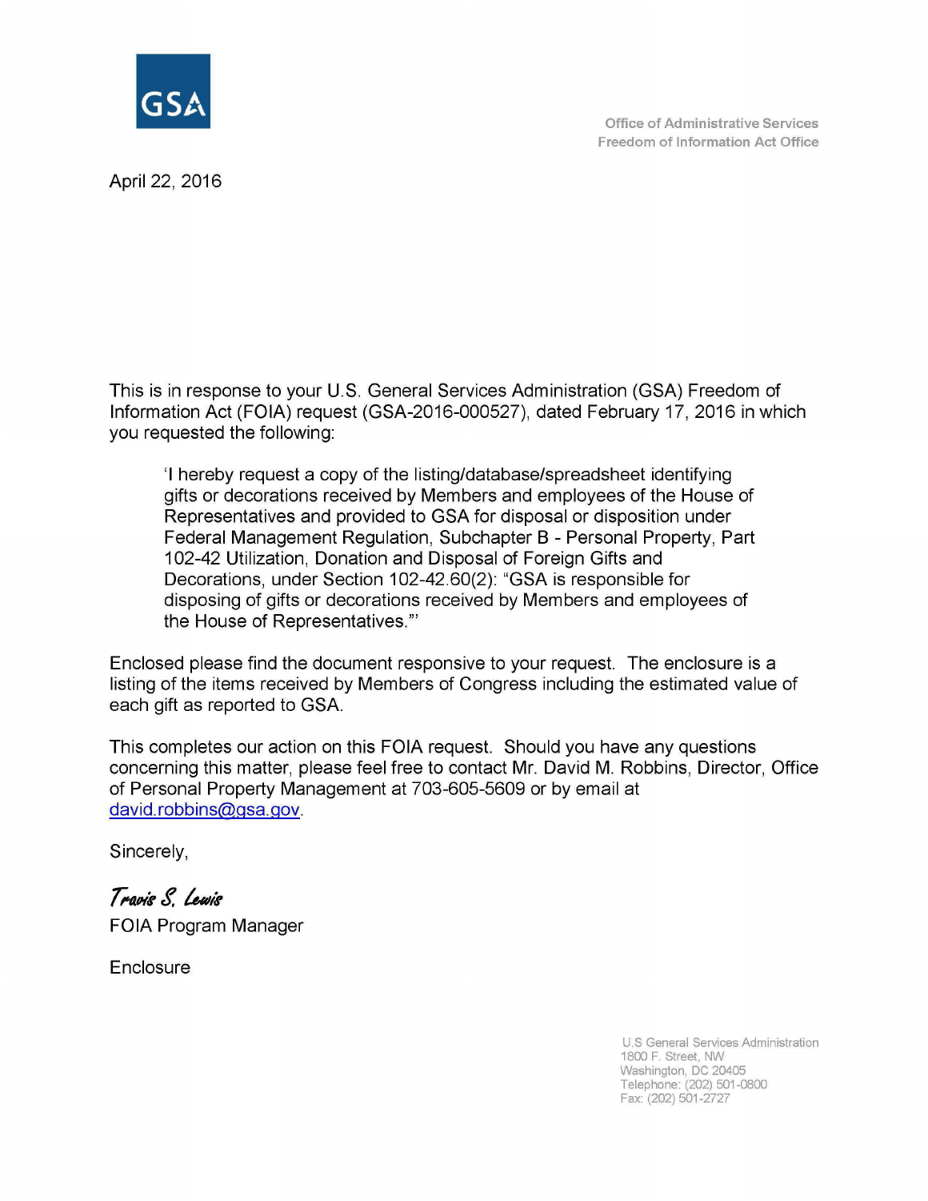GSA

Office of Administrative Services
Freedom of Information Act Office

April 22, 2016

This is in response to your U.S. General Services Administration (GSA) Freedom of Information Act (FOIA) request (GSA-2016-000527), dated February 17, 2016 in which you requested the following:

> 'I hereby request a copy of the listing/database/spreadsheet identifying gifts or decorations received by Members and employees of the House of Representatives and provided to GSA for disposal or disposition under Federal Management Regulation, Subchapter B - Personal Property, Part 102-42 Utilization, Donation and Disposal of Foreign Gifts and Decorations, under Section 102-42.60(2): "GSA is responsible for disposing of gifts or decorations received by Members and employees of the House of Representatives."'

Enclosed please find the document responsive to your request. The enclosure is a listing of the items received by Members of Congress including the estimated value of each gift as reported to GSA.

This completes our action on this FOIA request. Should you have any questions concerning this matter, please feel free to contact Mr. David M. Robbins, Director, Office of Personal Property Management at 703-605-5609 or by email at david.robbins@gsa.gov.

Sincerely,

*Travis S. Lewis*

FOIA Program Manager

Enclosure

U.S General Services Administration
1800 F. Street, NW
Washington, DC 20405
Telephone: (202) 501-0800
Fax: (202) 501-2727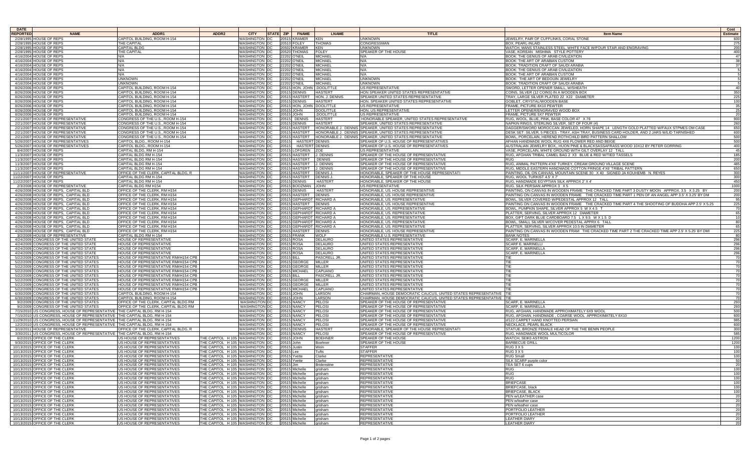| DATE REPORTED | NAME | ADDR1 | ADDR2 | CITY | STATE | ZIP | FNAME | LNAME | TITLE | Item Name | Cost Estimate |
|---|---|---|---|---|---|---|---|---|---|---|---|
| 2/28/1995 | HOUSE OF REPS | CAPITOL BUILDING, ROOM H-154 | | WASHINGTON | DC | 20515 | KRAMER | KEN | UNKNOWN | JEWELRY, PAIR OF CUFFLINKS, CORAL STONE | 600 |
| 2/28/1995 | HOUSE OF REPS | THE CAPITAL | | WASHINGTON | DC | 20510 | FOLEY | THOMAS | CONGRESSMAN | BOX, PEARL-INLAID | 275 |
| 2/28/1995 | HOUSE OF REPS | CAPITAL BLDG | | WASHINGTON | DC | 20502 | KRAMER | KEN | UNKNOWN | WATCH, MANS STAINLESS STEEL, WHITE FACE W/FOUR STAR AND ENGRAVING | 200 |
| 2/28/1995 | HOUSE OF REPS | THE CAPITAL | | WASHINGTON | DC | 20520 | THOMAS | FOLEY | SPEAKER OF THE HOUSE | VASE, KOREAN MISHIMA STYLE POTTERY | 400 |
| 4/16/2004 | HOUSE OF REPS | N/A | | WASHINGTON | DC | 22202 | O'NEIL | MICHAEL | N/A | BOOK: THE GENIUS OF ARAB CIVILIZATION | 47 |
| 4/16/2004 | HOUSE OF REPS | N/A | | WASHINGTON | DC | 22202 | O'NEIL | MICHAEL | N/A | BOOK: THE ART OF ARABIAN CUSTOM | 38 |
| 4/16/2004 | HOUSE OF REPS | N/A | | WASHINGTON | DC | 22202 | O'NEIL | MICHAEL | N/A | BOOK: TRADITION CRAFT OF SAUDI ARABIA | 37 |
| 4/16/2004 | HOUSE OF REPS | N/A | | WASHINGTON | DC | 22202 | O'NEIL | MICHAEL | N/A | BOOK: THE GENIUS OF ARAB CIVILIZATION | 5 |
| 4/16/2004 | HOUSE OF REPS | N/A | | WASHINGTON | DC | 22202 | O'NEIL | MICHAEL | N/A | BOOK: THE ART OF ARABIAN CUSTOM | 5 |
| 4/16/2004 | HOUSE OF REPS | UNKNOWN | | WASHINGTON | DC | 22202 | O'NEIL | MICHAEL | UNKNOWN | BOOK: THE ART OF BEDOUIN JEWELRY | 5 |
| 4/16/2004 | HOUSE OF REPS | UNKNOWN | | WASHINGTON | DC | 22202 | O'NEIL | MICHAEL | UNKNOWN | BOOK: TRADITION CRAFT OF SAUDI ARABIA | 5 |
| 8/26/2006 | HOUSE OF REPS | CAPITOL BUILDING, ROOM H-154 | | WASHINGTON | DC | 20515 | HON. JOHN | .DOOLITTLE | US REPRESENTATIVE | SWORD, LETTER OPENER SMALL, W/SHEATH | 40 |
| 8/26/2006 | HOUSE OF REPS | CAPITOL BUILDING, ROOM H-154 | | WASHINGTON | DC | 20515 | DENNIS | HASTERT | HON SPEAKER UNITED STATES REPRESENTATIVE | COINS, SILVER (12 COINS) IN A WOODEN BOX | 350 |
| 8/26/2006 | HOUSE OF REPS | CAPITOL BUILDING, ROOM H-154 | | WASHINGTON | DC | 20515 | HASTERT | HON. J. DENNIS | SPEAKER UNITED STATES REPRESENTATIVE | TRAY, LARGE SILVER PLATED 22 X22 DIAMETER | 225 |
| 8/26/2006 | HOUSE OF REPS | CAPITOL BUILDING, ROOM H-154 | | WASHINGTON | DC | 20515 | DENNIS | HASTERT | HON. SPEAKER UNITED STATES REPRESENTATIVE | GOBLET, CRYSTAL/WOODEN BASE | 100 |
| 8/26/2006 | HOUSE OF REPS | CAPITOL BUILDING, ROOM H-154 | | WASHINGTON | DC | 20515 | HON. JOHN | DOOLITTLE | US REPRESENTATIVE | FRAME, PICTURE 8X10 PEWTER | 35 |
| 8/26/2006 | HOUSE OF REPS | CAPITOL BUILDING, ROOM H-154 | | WASHINGTON | DC | 20515 | JOHN | DOOLITTLE | HON. US REPRESENTATIVE | LETTER OPENER/ENGRAVED WOOD BOX | 25 |
| 8/26/2006 | HOUSE OF REPS | CAPITOL BUILDING, ROOM H-154 | | WASHINGTON | DC | 20515 | JOHN | .DOOLITTLE | US REPRESENTATIVE | FRAME, PICTURE 5X7 PEWTER | 20 |
| 2/21/2007 | HOUSE OF REPRESENTATIVE | CONGRESS OF THE U.S., ROOM H-154 | | WASHINGTON | DC | 20515 | DENNIS | HASTERT | HONORABLE SPEAKER, UNITED STATES REPRESENTATIVE | RUG, WOOL, BLUE, PINK, BASE COLOR 47 X 76 | 900 |
| 2/21/2007 | HOUSE OF REPRESENTATIVE | CONGRESS OF THE U.S., ROOM H-154 | | WASHINGTON | DC | 20515 | DENNIS | HASTERT | SPEAKER, UNITED STATES REPRESENTATIVE | NAPKIN RINGS, STERLING SILVER, SET OF FOUR (4) | 260 |
| 2/21/2007 | HOUSE OF REPRESENTATIVE | CONGRESS OF THE U.S., ROOM H-154 | | WASHINGTON | DC | 20515 | HASTERT | HONORABLE J. DENNIS | SPEAKER, UNITED STATES REPRESENTATIVE | DAGGER/SWORD MOROCCAN JEWELED, HORN SHAPE 14 LENGTH GOLD PLATTED W/FAUX STPMES OM CASE | 650 |
| 2/21/2007 | HOUSE OF REPRESENTATIVE | CONGRESS OF THE U.S., ROOM H-154 | | WASHINGTON | DC | 20515 | HASTERT | HONORABLE J. DENNIS | SPEAKER, UNITED STATES REPRESENTATIVE | DESK SET: SILVER, 5 PIECES - TRAY, ASH TRAY, BUSINESS CARD HOLDER, AND 2 JARS W/LID TARNISHED | 600 |
| 2/21/2007 | HOUSE OF REPRESENTATIVE | CONGRESS OF THE U.S., ROOM H-154 | | WASHINGTON | DC | 20515 | HASTERT | HONORABLE J. DENNIS | SPEAKER, UNITED STATES REPRESENTATIVE | BOWL, PORCELAIN, HEREND ROTHCHILD BIRD PATTERN SHALLOW | 500 |
| 5/26/2007 | HOUSE OF REPRESENTATIVES | CAPITOL BLDG., ROOM H-154 | | WASHINGTON | DC | 20515 | HASTERT | DENNIS | SPEAKER OF U.S. HOUSE OF REPRESENTATIVES | AFHAN HANDMADE WOOL RUG 4X6 FLOWER RED AND BEIGE | 500 |
| 5/26/2007 | HOUSE OF REPRESENTATIVES | CAPITOL BLDG., ROOM H-154 | | WASHINGTON | DC | 20515 | HASTERT | DENNIS | SPEAKER OF U.S. HOUSE OF REPRESENTATIVES | AUSTRALIAN JEWELRY BOX, HUON PINE & BLACKSASSAFRASS WOOD 10X12 BY PETER GORRING | 400 |
| 8/4/2007 | HOUSE OF REPS | CAPITAL BLDG, RM H-154 | | WASHINGTON | DC | 20515 | LOFGREN | ZOE | US REPRESENTATIVE | VASE, PORCELAIN, WHITE GROUND WITH GILT OVERLAY 12 TALL | 45 |
| 11/3/2007 | HOUSE OF REPS | CAPITAL BLDG RM H-154 | | WASHINGTON | DC | 20515 | HASTERT | J. DENNIS | SPEAKER OF THE HOUSE OF REPRESENTATIVE | RUG, AFGHAN TRIBAL CAMEL BAG 2 X3 BLUE & RED W/TIED TASSELS | 185 |
| 11/3/2007 | HOUSE OF REPS | CAPITAL BLDG RM H-154 | | WASHINGTON | DC | 20515 | HASTERT | .DENNIS | SPEAKER OF THE HOUSE OF REPRESENTATIVE | RUG | 200 |
| 11/3/2007 | HOUSE OF REPS | CAPITAL BLDG RM H-154 | | WASHINGTON | DC | 20515 | HASTERT | J. DENNIS | SPEAKER OF THE HOUSE OF REPRESENTATIVE | RUG, ANIMAL PATTERN 4'X6' TURKEY, CREAM GROUND VILLAGE SCENE | 485 |
| 11/3/2007 | HOUSE OF REPS | CAPITAL BLDG RM H-154 | | WASHINGTON | DC | 20515 | HASTERT | J. DENNIS | SPEAKER OF THE HOUSE OF REPRESENTATIVE | RUG, MIDDLE EASTERN HANDMADE COTTON FRINGE 4'X6' TRIBAL PATTERN | 650 |
| 11/21/2007 | HOUSE OF REPRESENTATIVE | OFFICE OF THE CLERK, CAPITAL BLDG, R | | WASHINGTON | DC | 20515 | HASTERT | DENNIS J. | HONORABLE, SPEAKER OF THE HOUSE REPRESENTATI | PAINTING, OIL ON CANVAS, MOUNTAIN SCENE 30 X 40 SIGNED JA KOUHEMB N. REYES | 300 |
| 11/22/2007 | HOUSE OF REPS | CAPITAL BLDG RM H154 | | WASHINGTON | DC | 20515 | HASTERT | DENNIS J. | HONORABLE, SPEAKER OF THE HOUSE | RUG, WOOL TURKIST 4.5' X 7' | 300 |
| 11/22/2007 | HOUSE OF REPS | CAPITAL BLDG RM H154 | | WASHINGTON | DC | 20515 | DENNIS | HASTERT | HONORABLE, SPEAKER OF THE HOUSE | RUG, HANDMADE EGYPTIAN SILK APPROX 2' X 4' | 450 |
| 2/3/2008 | HOUSE OF REPRESENTATIVE | CAPITAL BLDG RM H154 | | WASHINGTON | DC | 20515 | BOOZMAN | JOHN | US REPRESENTATIVE | RUG, SILK PERSIAN APPROX 3 X 5 | 1000 |
| 4/26/2008 | HOUSE OF REPS, CAPITAL BLD | OFFICE OF THE CLERK, RM H154 | | WASHINGTON | DC | 20515 | DENNIS | HASTERT | HONORABLE, US. HOUSE REPRESENTIVE | PAINTING, ON CANVAS IN WOODEN FRAME ' THE CRACKED TIME PART 3 DUSTY MOON APPROX. 3.5 X 3.25 BY | 200 |
| 4/26/2008 | HOUSE OF REPS, CAPITAL BLD | OFFICE OF THE CLERK, RM H154 | | WASHINGTON | DC | 20515 | HASTERT | DENNIS | HONORABLE, US. HOUSE REPRESENTIVE | PAINTING ON CANVAS IN WOODEN FRAME THE CRACKED TIME PART 1 PEN OF AN ANGEL APP 3.5' X 3.25' BY DM | 200 |
| 4/26/2008 | HOUSE OF REPS, CAPITAL BLD | OFFICE OF THE CLERK, RM H154 | | WASHINGTON | DC | 20515 | GEPHARDT | RICHARD A | HONORABLE, US. REPRESENTATIVE | BOWL, SILVER COVERED W/PEDESTAL APPROX 12 TALL | 95 |
| 4/26/2008 | HOUSE OF REPS, CAPITAL BLD | OFFICE OF THE CLERK, RM H154 | | WASHINGTON | DC | 20515 | HASTERT | DENNIS | HONORABLE, US. HOUSE REPRESENTIVE | PAINTING ON CANVAS IN WOODEN FRAME THE CRACKED TIME PART 4 THE SHOOTING OF BUDDHA APP 2.5' X 5.25 | 225 |
| 4/26/2008 | HOUSE OF REPS, CAPITAL BLD | OFFICE OF THE CLERK, RM H154 | | WASHINGTON | DC | 20515 | GEPHARDT | RICHARD A | HONORABLE, US. REPRESENTATIVE | BOWL, PUMPKIN SHAPE, SILVER APPROX 5 W X 4.5 T | 70 |
| 4/26/2008 | HOUSE OF REPS, CAPITAL BLD | OFFICE OF THE CLERK, RM H154 | | WASHINGTON | DC | 20515 | GEPHARDT | RICHARD A | HONORABLE, US. REPRESENTATIVE | PLATTER, SERVING, SILVER APPROX 12 DIAMETER | 65 |
| 4/26/2008 | HOUSE OF REPS, CAPITAL BLD | OFFICE OF THE CLERK, RM H154 | | WASHINGTON | DC | 20515 | GEPHARDT | RICHARD A | HONORABLE, US. REPRESENTATIVE | BOX, GIFT DARK BLUE CARDBOARD 7.5 L X 9.5 W X 1.5 D | 10 |
| 4/26/2008 | HOUSE OF REPS, CAPITAL BLD | OFFICE OF THE CLERK, RM H154 | | WASHINGTON | DC | 20515 | GEPHARDT | RICHARD A | HONORABLE, US. REPRESENTATIVE | BOWL, SMALL SILVER W/COVER PEDESTAL APPRX 6 TALL | 80 |
| 4/26/2008 | HOUSE OF REPS, CAPITAL BLD | OFFICE OF THE CLERK, RM H154 | | WASHINGTON | DC | 20515 | GEPHARDT | RICHARD A | HONORABLE, US. REPRESENTATIVE | PLATTER, SERVING, SILVER APPROX 10.5 IN DIAMETER | 65 |
| 4/26/2008 | HOUSE OF REPS, CAPITAL BLD | OFFICE OF THE CLERK, RM H154 | | WASHINGTON | DC | 20515 | HASTERT | DENNIS | HONORABLE, US. HOUSE REPRESENTIVE | PAINTING ON CANVAS IN WOODEN FRAME THE CRACKED TIME PART 2 THE CRACKED TIME APP 2.5' X 5.25' BY DMI | 225 |
| 3/2/2009 | HOUSE OF REPRESENTATIVE | CAPITAL BLDG RM H-154 | | WASHINGTON | DC | 20515 | FRANK | WOLF | HONORABLE U.S. REPRESENTATIVE | BANK NOTES | 80 |
| 4/24/2009 | CONGRESS OF THE UNITED STATE | HOUSE OF REPRESENTATIVE | | WASHINGTON | DC | 20515 | ROSA | DELAURO | UNITED STATES REPRESENTATIVE | SCARF, E. MARINELLA | 296 |
| 4/24/2009 | CONGRESS OF THE UNITED STATE | HOUSE OF REPRESENTATIVE | | WASHINGTON | DC | 20515 | ROSA | DELAURO | UNITED STATES REPRESENTATIVE | SCARF E. MARINELLI | 296 |
| 4/24/2009 | CONGRESS OF THE UNITED STATE | HOUSE OF REPRESENTATIVE | | WASHINGTON | DC | 20515 | ROSA | DELAURO | UNITED STATES REPRESENTATIVE | SCARF, E. MARINELLA | 296 |
| 4/24/2009 | CONGRESS OF THE UNITED STATE | HOUSE OF REPRESENTATIVE | | WASHINGTON | DC | 20515 | ROSA | DELAURO | UNITED STATES REPRESENTATIVE | SCARF, E. MARINELLA | 296 |
| 5/22/2009 | CONGRESS OF THE UNITED STATES | HOUSE OF REPRESENTATIVE RM#H154 CPB | | WASHINGTON | DC | 20515 | BILL | PASCRELL JR. | UNITED STATES REPRESENTATIVE | TIE | 70 |
| 5/22/2009 | CONGRESS OF THE UNITED STATES | HOUSE OF REPRESENTATIVE RM#H154 CPB | | WASHINGTON | DC | 20515 | GEORGE | MILLER | UNITED STATES REPRESENTATIVE | TIE | 70 |
| 5/22/2009 | CONGRESS OF THE UNITED STATES | HOUSE OF REPRESENTATIVE RM#H154 CPB | | WASHINGTON | DC | 20515 | GEORGE | MILLER | UNITED STATES REPRESENTATIVE | TIE | 70 |
| 5/22/2009 | CONGRESS OF THE UNITED STATES | HOUSE OF REPRESENTATIVE RM#H154 CPB | | WASHINGTON | DC | 20515 | MICHAEL | CAPUANO | UNITED STATES REPRESENTATIVE | TIE | 70 |
| 5/22/2009 | CONGRESS OF THE UNITED STATES | HOUSE OF REPRESENTATIVE RM#H154 CPB | | WASHINGTON | DC | 20515 | BILL | PASCRELL JR. | UNITED STATES REPRESENTATIVE | TIE | 70 |
| 5/22/2009 | CONGRESS OF THE UNITED STATES | HOUSE OF REPRESENTATIVE RM#H154 CPB | | WASHINGTON | DC | 20515 | GEORGE | MILLER | UNITED STATES REPRESENTATIVE | TIE | 70 |
| 5/22/2009 | CONGRESS OF THE UNITED STATES | HOUSE OF REPRESENTATIVE RM#H154 CPB | | WASHINGTON | DC | 20515 | GEORGE | MILLER | UNITED STATES REPRESENTATIVE | TIE | 70 |
| 5/22/2009 | CONGRESS OF THE UNITED STATES | HOUSE OF REPRESENTATIVE RM#H154 CPB | | WASHINGTON | DC | 20515 | MICHAEL | CAPUANO | UNITED STATES REPRESENTATIVE | TIE | 70 |
| 6/30/2009 | CONGRESS OF THE UNITED STATES | CAPITOL BUILDING, ROOM H-154 | | WASHINGTON | DC | 20515 | JOHN | LARSON | CHAIRMAN, HOUSE DEMOCRATIC CAUCUS, UNITED STATES REPRESENTATIVE | TIE | 70 |
| 6/30/2009 | CONGRESS OF THE UNITED STATES | CAPITOL BUILDING, ROOM H-154 | | WASHINGTON | DC | 20515 | JOHN | LARSON | CHAIRMAN, HOUSE DEMOCRATIC CAUCUS, UNITED STATES REPRESENTATIVE | TIE | 70 |
| 9/2/2009 | CONGRESS OF THE UNITED STATES | OFFICE OF THE CLERK, CAPITAL BLDG RM | | WASHINGTON | DC | 20515 | NANCY | PELOSI | SPEAKER OF THE HOUSE OF REPRESENTATIVE | SCARF, E. MARINELLA | 293 |
| 9/2/2009 | CONGRESS OF THE UNITED STATES | OFFICE OF THE CLERK, CAPITAL BLDG RM | | WASHINGTON | DC | 20515 | NANCY | PELOSI | SPEAKER OF THE HOUSE OF REPRESENTATIVE | SCARF, E. MARINELLA | 293 |
| 7/15/2010 | US CONGRESS, HOUSE OF REPRESENTATIVE | THE CAPITAL BLDG, RM H-154 | | WASHINGTON | DC | 20515 | NANCY | PELOSI | SPEAKER OF THE HOUSE OF REPRESENTATIVE | RUG, AFGHAN, HANDMADE APPROXIMATELY 6X9 WOOL | 500 |
| 7/15/2010 | US CONGRESS, HOUSE OF REPRESENTATIVE | THE CAPITAL BLDG, RM H-154 | | WASHINGTON | DC | 20515 | NANCY | PELOSI | SPEAKER OF THE HOUSE OF REPRESENTATIVE | RUG, AFGHAN, HANDMADE , COARSE WOOL APPROXIMATELY 8X10 | 600 |
| 11/29/2010 | US CONGRESS, HOUSE OF REPRESENTATIVE | THE CAPITAL BLDG, RM H-154 | | WASHINGTON | DC | 20515 | NANCY | PELOSI | SPEAKER OF THE HOUSE OF REPRESENTATIVE | st122 CARPET HAND KNOTTED PERSIAN | 985 |
| 12/2/2010 | US CONGRESS, HOUSE OF REPRESENTATIVE | THE CAPITAL BLDG, RM H-154 | | WASHINGTON | DC | 20515 | NANCY | PELOSI | SPEAKER OF THE HOUSE OF REPRESENTATIVE | NECKLACE, PEARL BLACK | 600 |
| 3/10/2011 | HOUSE OF REPRESENTATIVE | OFFICE OF THE CLERK, CAPITAL BLDG, R | | WASHINGTON | DC | 20515 | DENNIS | HASTERT | HONORABLE, SPEAKER OF THE HOUSE REPRESENTATI | STATUE, BRONZE FEMALE HEAD OF THE THE BENIN PEOPLE | 300 |
| 3/30/2011 | US CONGRESS, HOUSE OF REPRESENTATIVE | THE CAPITAL BLDG, RM H-154 | | WASHINGTON | DC | 20515 | NANCY | PELOSI | SPEAKER OF THE HOUSE OF REPRESENTATIVE | RUG, HANDMADE WOOL MULTICOLOR | 585 |
| 6/2/2015 | OFFICE OF THE CLERK | US HOUSE OF REPRESENTATIVES | THE CAPITOL H 105 | WASHINGTON | DC | 20515 | JOHN | BOEHNER | SPEAKER OF THE HOUSE | WATCH, SEIKO ASTRON | 1200 |
| 9/30/2015 | OFFICE OF THE CLERK | US HOUSE OF REPRESENTATIVES | THE CAPITOL H 105 | WASHINGTON | DC | 20515 | John | Boehner | SPEAKER OF THE HOUSE | BARBECUE GRILL | 1200 |
| 10/13/2015 | OFFICE OF THE CLERK | US HOUSE OF REPRESENTATIVES | THE CAPITOL H 105 | WASHINGTON | DC | 20515 | Justin | Wein | STAFFER | RUG 3 X 5 | 100 |
| 10/13/2015 | OFFICE OF THE CLERK | US HOUSE OF REPRESENTATIVES | THE CAPITOL H 105 | WASHINGTON | DC | 20515 | Lee | Tufts | STAFFER | RUG 3 X 5 | 100 |
| 10/13/2015 | OFFICE OF THE CLERK | US HOUSE OF REPRESENTATIVES | THE CAPITOL H 105 | WASHINGTON | DC | 20515 | Yvette | Clarke | REPRESENTATIVE | RUG Small | 100 |
| 10/13/2015 | OFFICE OF THE CLERK | US HOUSE OF REPRESENTATIVES | THE CAPITOL H 105 | WASHINGTON | DC | 20515 | Yvette | Clarke | REPRESENTATIVE | SILK SCARF purple color | 50 |
| 10/13/2015 | OFFICE OF THE CLERK | US HOUSE OF REPRESENTATIVES | THE CAPITOL H 105 | WASHINGTON | DC | 20515 | Jim | Bridenstine | REPRESENTATIVE | TEA SET 6 cups | 20 |
| 10/13/2015 | OFFICE OF THE CLERK | US HOUSE OF REPRESENTATIVES | THE CAPITOL H 105 | WASHINGTON | DC | 20515 | Michelle | grisham | REPRESENTATIVE | RUG | 100 |
| 10/13/2015 | OFFICE OF THE CLERK | US HOUSE OF REPRESENTATIVES | THE CAPITOL H 105 | WASHINGTON | DC | 20515 | Michelle | grisham | REPRESENTATIVE | RUG | 100 |
| 10/13/2015 | OFFICE OF THE CLERK | US HOUSE OF REPRESENTATIVES | THE CAPITOL H 105 | WASHINGTON | DC | 20515 | Michelle | grisham | REPRESENTATIVE | RUG | 100 |
| 10/13/2015 | OFFICE OF THE CLERK | US HOUSE OF REPRESENTATIVES | THE CAPITOL H 105 | WASHINGTON | DC | 20515 | Michelle | grisham | REPRESENTATIVE | BRIEFCASE | 100 |
| 10/13/2015 | OFFICE OF THE CLERK | US HOUSE OF REPRESENTATIVES | THE CAPITOL H 105 | WASHINGTON | DC | 20515 | Michelle | grisham | REPRESENTATIVE | BRIEFCASE, black | 100 |
| 10/13/2015 | OFFICE OF THE CLERK | US HOUSE OF REPRESENTATIVES | THE CAPITOL H 105 | WASHINGTON | DC | 20515 | Michelle | grisham | REPRESENTATIVE | BRIEFCASE, BLACK | 100 |
| 10/13/2015 | OFFICE OF THE CLERK | US HOUSE OF REPRESENTATIVES | THE CAPITOL H 105 | WASHINGTON | DC | 20515 | Michelle | grisham | REPRESENTATIVE | PEN w/LEATHER case | 20 |
| 10/13/2015 | OFFICE OF THE CLERK | US HOUSE OF REPRESENTATIVES | THE CAPITOL H 105 | WASHINGTON | DC | 20515 | Michelle | grisham | REPRESENTATIVE | PEN w/leather case | 20 |
| 10/13/2015 | OFFICE OF THE CLERK | US HOUSE OF REPRESENTATIVES | THE CAPITOL H 105 | WASHINGTON | DC | 20515 | Michelle | grisham | REPRESENTATIVE | PEN w/leather case | 20 |
| 10/13/2015 | OFFICE OF THE CLERK | US HOUSE OF REPRESENTATIVES | THE CAPITOL H 105 | WASHINGTON | DC | 20515 | Michelle | grisham | REPRESENTATIVE | PORTFOLIO LEATHER | 20 |
| 10/13/2015 | OFFICE OF THE CLERK | US HOUSE OF REPRESENTATIVES | THE CAPITOL H 105 | WASHINGTON | DC | 20515 | Michelle | grisham | REPRESENTATIVE | PORTFOLIO LEATHER | 20 |
| 10/13/2015 | OFFICE OF THE CLERK | US HOUSE OF REPRESENTATIVES | THE CAPITOL H 105 | WASHINGTON | DC | 20515 | Michelle | grisham | REPRESENTATIVE | LEATHER DIARY | 20 |
| 10/13/2015 | OFFICE OF THE CLERK | US HOUSE OF REPRESENTATIVES | THE CAPITOL H 105 | WASHINGTON | DC | 20515 | Michelle | grisham | REPRESENTATIVE | LEATHER DIARY | 20 |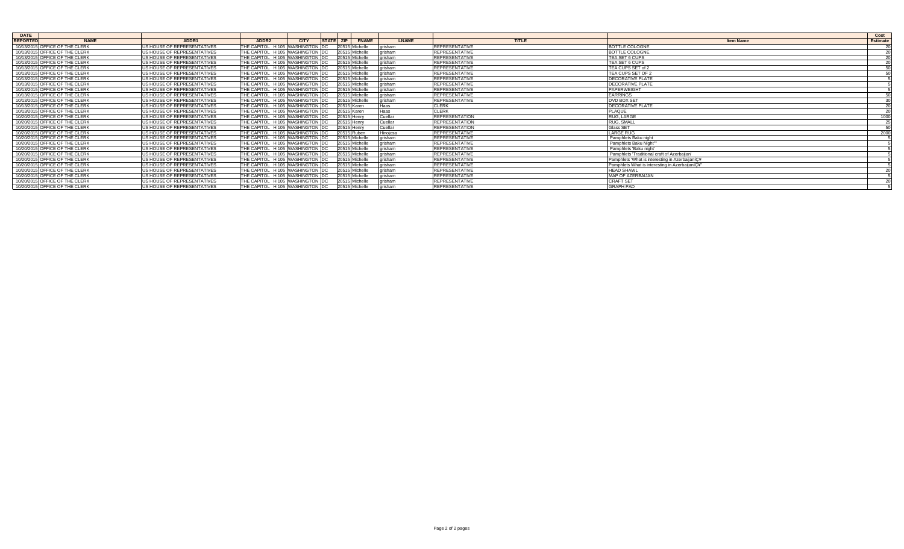| DATE REPORTED | NAME | ADDR1 | ADDR2 | CITY | STATE | ZIP | FNAME | LNAME | TITLE | Item Name | Cost Estimate |
|---|---|---|---|---|---|---|---|---|---|---|---|
| 10/13/2015 | OFFICE OF THE CLERK | US HOUSE OF REPRESENTATIVES | THE CAPITOL H 105 | WASHINGTON | DC | 20515 | Michelle | grisham | REPRESENTATIVE | BOTTLE COLOGNE | 20 |
| 10/13/2015 | OFFICE OF THE CLERK | US HOUSE OF REPRESENTATIVES | THE CAPITOL H 105 | WASHINGTON | DC | 20515 | Michelle | grisham | REPRESENTATIVE | BOTTLE COLOGNE | 20 |
| 10/13/2015 | OFFICE OF THE CLERK | US HOUSE OF REPRESENTATIVES | THE CAPITOL H 105 | WASHINGTON | DC | 20515 | Michelle | grisham | REPRESENTATIVE | TEA SET 6 CUPS | 20 |
| 10/13/2015 | OFFICE OF THE CLERK | US HOUSE OF REPRESENTATIVES | THE CAPITOL H 105 | WASHINGTON | DC | 20515 | Michelle | grisham | REPRESENTATIVE | TEA SET 6 CUPS | 20 |
| 10/13/2015 | OFFICE OF THE CLERK | US HOUSE OF REPRESENTATIVES | THE CAPITOL H 105 | WASHINGTON | DC | 20515 | Michelle | grisham | REPRESENTATIVE | TEA CUPS SET of 2 | 50 |
| 10/13/2015 | OFFICE OF THE CLERK | US HOUSE OF REPRESENTATIVES | THE CAPITOL H 105 | WASHINGTON | DC | 20515 | Michelle | grisham | REPRESENTATIVE | TEA CUPS SET OF 2 | 50 |
| 10/13/2015 | OFFICE OF THE CLERK | US HOUSE OF REPRESENTATIVES | THE CAPITOL H 105 | WASHINGTON | DC | 20515 | Michelle | grisham | REPRESENTATIVE | DECORATIVE PLATE | 5 |
| 10/13/2015 | OFFICE OF THE CLERK | US HOUSE OF REPRESENTATIVES | THE CAPITOL H 105 | WASHINGTON | DC | 20515 | Michelle | grisham | REPRESENTATIVE | DECORATIVE PLATE | 5 |
| 10/13/2015 | OFFICE OF THE CLERK | US HOUSE OF REPRESENTATIVES | THE CAPITOL H 105 | WASHINGTON | DC | 20515 | Michelle | grisham | REPRESENTATIVE | PAPERWEIGHT | 5 |
| 10/13/2015 | OFFICE OF THE CLERK | US HOUSE OF REPRESENTATIVES | THE CAPITOL H 105 | WASHINGTON | DC | 20515 | Michelle | grisham | REPRESENTATIVE | EARRINGS | 50 |
| 10/13/2015 | OFFICE OF THE CLERK | US HOUSE OF REPRESENTATIVES | THE CAPITOL H 105 | WASHINGTON | DC | 20515 | Michelle | grisham | REPRESENTATIVE | DVD BOX SET | 30 |
| 10/13/2015 | OFFICE OF THE CLERK | US HOUSE OF REPRESENTATIVES | THE CAPITOL H 105 | WASHINGTON | DC | 20515 | Karen | Haas | CLERK | DECORATIVE PLATE | 20 |
| 10/13/2015 | OFFICE OF THE CLERK | US HOUSE OF REPRESENTATIVES | THE CAPITOL H 105 | WASHINGTON | DC | 20515 | Karen | Haas | CLERK | PLAQUE | 20 |
| 10/20/2015 | OFFICE OF THE CLERK | US HOUSE OF REPRESENTATIVES | THE CAPITOL H 105 | WASHINGTON | DC | 20515 | Henry | Cuellar | REPRESENTATION | RUG, LARGE | 1000 |
| 10/20/2015 | OFFICE OF THE CLERK | US HOUSE OF REPRESENTATIVES | THE CAPITOL H 105 | WASHINGTON | DC | 20515 | Henry | Cuellar | REPRESENTATION | RUG, SMALL | 25 |
| 10/20/2015 | OFFICE OF THE CLERK | US HOUSE OF REPRESENTATIVES | THE CAPITOL H 105 | WASHINGTON | DC | 20515 | Henry | Cuellar | REPRESENTATION | Glass SET | 50 |
| 10/20/2015 | OFFICE OF THE CLERK | US HOUSE OF REPRESENTATIVES | THE CAPITOL H 105 | WASHINGTON | DC | 20515 | Ruben | Hinojosa | REPRESENTATIVE | LARGE RUG | 2000 |
| 10/20/2015 | OFFICE OF THE CLERK | US HOUSE OF REPRESENTATIVES | THE CAPITOL H 105 | WASHINGTON | DC | 20515 | Michelle | grisham | REPRESENTATIVE | Pamphlets Baku night | 5 |
| 10/20/2015 | OFFICE OF THE CLERK | US HOUSE OF REPRESENTATIVES | THE CAPITOL H 105 | WASHINGTON | DC | 20515 | Michelle | grisham | REPRESENTATIVE | Pamphlets Baku Night"' | 5 |
| 10/20/2015 | OFFICE OF THE CLERK | US HOUSE OF REPRESENTATIVES | THE CAPITOL H 105 | WASHINGTON | DC | 20515 | Michelle | grisham | REPRESENTATIVE | Pamphlets 'Baku night' | 5 |
| 10/20/2015 | OFFICE OF THE CLERK | US HOUSE OF REPRESENTATIVES | THE CAPITOL H 105 | WASHINGTON | DC | 20515 | Michelle | grisham | REPRESENTATIVE | Pamphlets 'Traditional craft of Azerbaijan' | 5 |
| 10/20/2015 | OFFICE OF THE CLERK | US HOUSE OF REPRESENTATIVES | THE CAPITOL H 105 | WASHINGTON | DC | 20515 | Michelle | grisham | REPRESENTATIVE | Pamphlets 'What is interesting in AzerbaijanÇ¥ | 5 |
| 10/20/2015 | OFFICE OF THE CLERK | US HOUSE OF REPRESENTATIVES | THE CAPITOL H 105 | WASHINGTON | DC | 20515 | Michelle | grisham | REPRESENTATIVE | Pamphlets What is interesting in AzerbaijanÇ¥' | 5 |
| 10/20/2015 | OFFICE OF THE CLERK | US HOUSE OF REPRESENTATIVES | THE CAPITOL H 105 | WASHINGTON | DC | 20515 | Michelle | grisham | REPRESENTATIVE | HEAD SHAWL | 20 |
| 10/20/2015 | OFFICE OF THE CLERK | US HOUSE OF REPRESENTATIVES | THE CAPITOL H 105 | WASHINGTON | DC | 20515 | Michelle | grisham | REPRESENTATIVE | MAP OF AZERBAIJAN | 5 |
| 10/20/2015 | OFFICE OF THE CLERK | US HOUSE OF REPRESENTATIVES | THE CAPITOL H 105 | WASHINGTON | DC | 20515 | Michelle | grisham | REPRESENTATIVE | CRAFT SET | 20 |
| 10/20/2015 | OFFICE OF THE CLERK | US HOUSE OF REPRESENTATIVES | THE CAPITOL H 105 | WASHINGTON | DC | 20515 | Michelle | grisham | REPRESENTATIVE | GRAPH PAD | 5 |